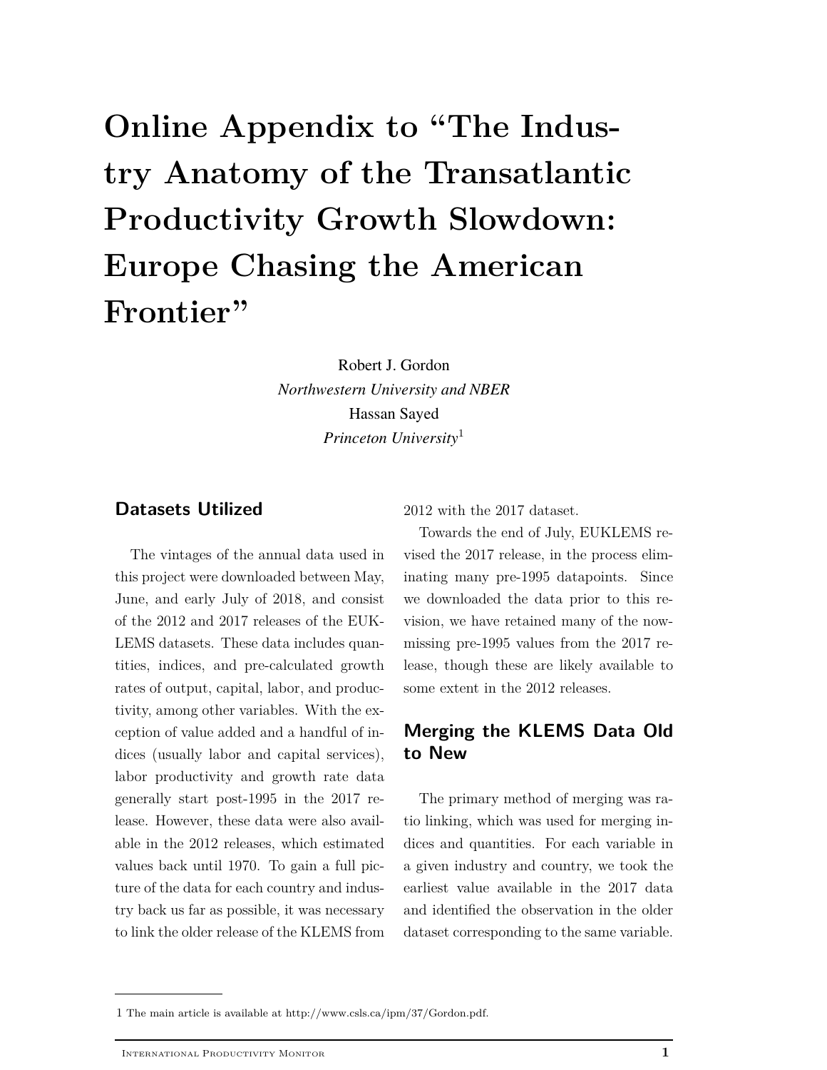# Online Appendix to "The Industry Anatomy of the Transatlantic Productivity Growth Slowdown: Europe Chasing the American Frontier"

Robert J. Gordon
*Northwestern University and NBER*
Hassan Sayed
*Princeton University*[1]

## Datasets Utilized

The vintages of the annual data used in this project were downloaded between May, June, and early July of 2018, and consist of the 2012 and 2017 releases of the EUKLEMS datasets. These data includes quantities, indices, and pre-calculated growth rates of output, capital, labor, and productivity, among other variables. With the exception of value added and a handful of indices (usually labor and capital services), labor productivity and growth rate data generally start post-1995 in the 2017 release. However, these data were also available in the 2012 releases, which estimated values back until 1970. To gain a full picture of the data for each country and industry back us far as possible, it was necessary to link the older release of the KLEMS from 2012 with the 2017 dataset.

Towards the end of July, EUKLEMS revised the 2017 release, in the process eliminating many pre-1995 datapoints. Since we downloaded the data prior to this revision, we have retained many of the now-missing pre-1995 values from the 2017 release, though these are likely available to some extent in the 2012 releases.

## Merging the KLEMS Data Old to New

The primary method of merging was ratio linking, which was used for merging indices and quantities. For each variable in a given industry and country, we took the earliest value available in the 2017 data and identified the observation in the older dataset corresponding to the same variable.

---

[1] The main article is available at http://www.csls.ca/ipm/37/Gordon.pdf.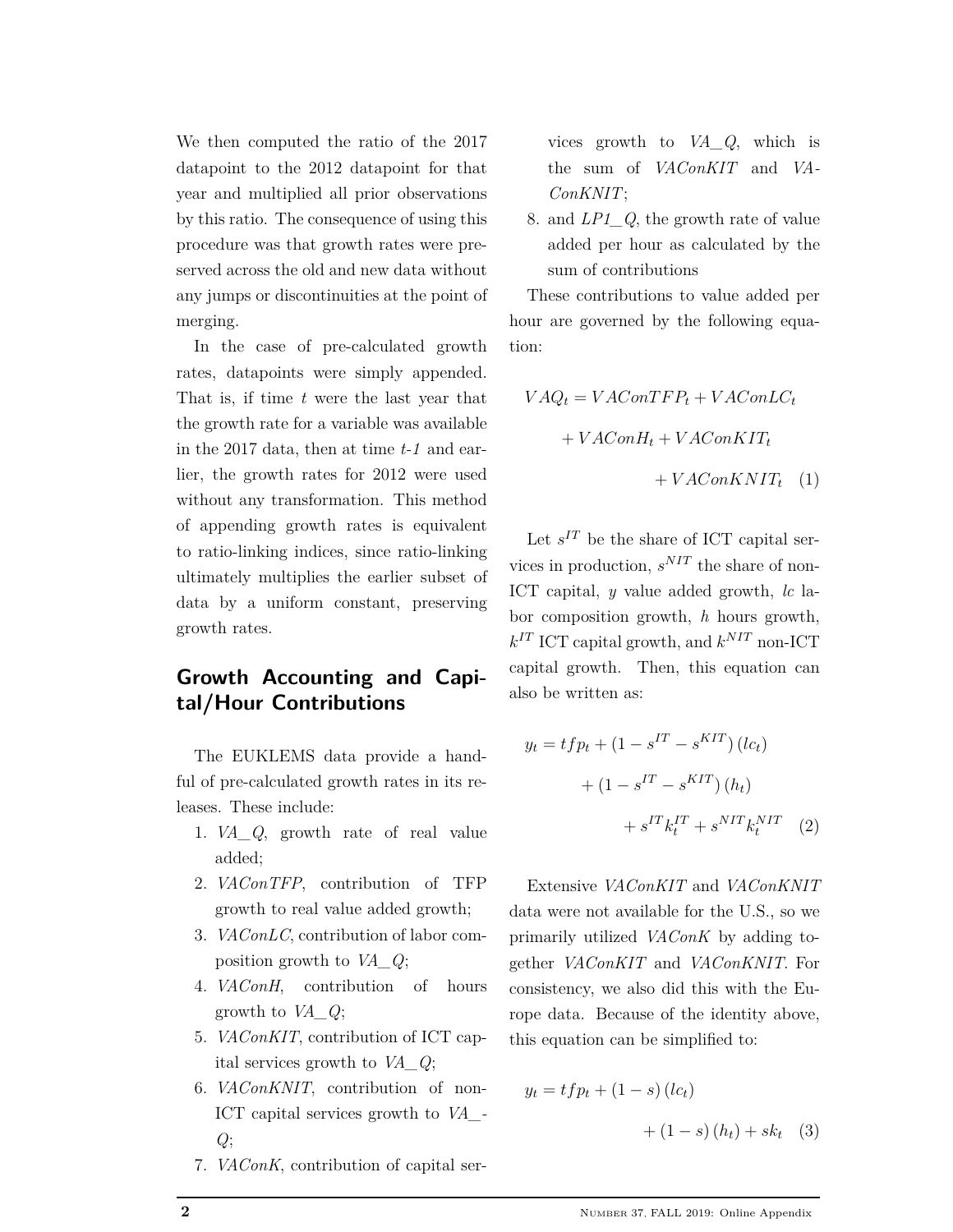We then computed the ratio of the 2017 datapoint to the 2012 datapoint for that year and multiplied all prior observations by this ratio. The consequence of using this procedure was that growth rates were preserved across the old and new data without any jumps or discontinuities at the point of merging.

In the case of pre-calculated growth rates, datapoints were simply appended. That is, if time $t$ were the last year that the growth rate for a variable was available in the 2017 data, then at time $t$-$1$ and earlier, the growth rates for 2012 were used without any transformation. This method of appending growth rates is equivalent to ratio-linking indices, since ratio-linking ultimately multiplies the earlier subset of data by a uniform constant, preserving growth rates.

## Growth Accounting and Capital/Hour Contributions

The EUKLEMS data provide a handful of pre-calculated growth rates in its releases. These include:

1. *VA_Q*, growth rate of real value added;
2. *VAConTFP*, contribution of TFP growth to real value added growth;
3. *VAConLC*, contribution of labor composition growth to *VA_Q*;
4. *VAConH*, contribution of hours growth to *VA_Q*;
5. *VAConKIT*, contribution of ICT capital services growth to *VA_Q*;
6. *VAConKNIT*, contribution of non-ICT capital services growth to *VA_Q*;
7. *VAConK*, contribution of capital services growth to *VA_Q*, which is the sum of *VAConKIT* and *VAConKNIT*;
8. and *LP1_Q*, the growth rate of value added per hour as calculated by the sum of contributions

These contributions to value added per hour are governed by the following equation:

$$VAQ_t = VAConTFP_t + VAConLC_t + VAConH_t + VAConKIT_t + VAConKNIT_t \quad (1)$$

Let $s^{IT}$ be the share of ICT capital services in production, $s^{NIT}$ the share of non-ICT capital, $y$ value added growth, $lc$ labor composition growth, $h$ hours growth, $k^{IT}$ ICT capital growth, and $k^{NIT}$ non-ICT capital growth. Then, this equation can also be written as:

$$y_t = tfp_t + (1 - s^{IT} - s^{KIT})(lc_t) + (1 - s^{IT} - s^{KIT})(h_t) + s^{IT}k_t^{IT} + s^{NIT}k_t^{NIT} \quad (2)$$

Extensive *VAConKIT* and *VAConKNIT* data were not available for the U.S., so we primarily utilized *VAConK* by adding together *VAConKIT* and *VAConKNIT*. For consistency, we also did this with the Europe data. Because of the identity above, this equation can be simplified to:

$$y_t = tfp_t + (1 - s)(lc_t) + (1 - s)(h_t) + sk_t \quad (3)$$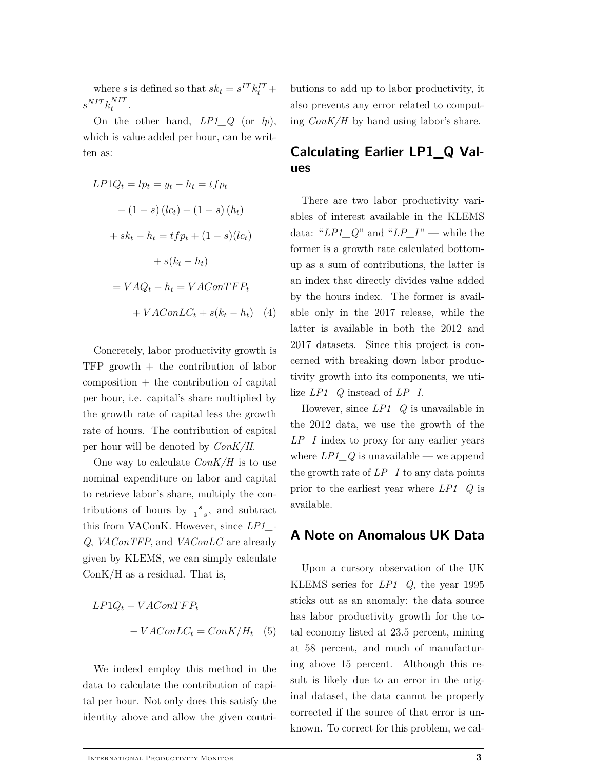where $s$ is defined so that $sk_t = s^{IT}k_t^{IT} + s^{NIT}k_t^{NIT}$.

On the other hand, *LP1_Q* (or *lp*), which is value added per hour, can be written as:

$$
\begin{aligned}
LP1Q_t = lp_t = y_t - h_t = tfp_t \\
+ (1-s)(lc_t) + (1-s)(h_t) \\
+ sk_t - h_t = tfp_t + (1-s)(lc_t) \\
+ s(k_t - h_t) \\
= VAQ_t - h_t = VAConTFP_t \\
+ VAConLC_t + s(k_t - h_t) \quad (4)
\end{aligned}
$$

Concretely, labor productivity growth is TFP growth + the contribution of labor composition + the contribution of capital per hour, i.e. capital's share multiplied by the growth rate of capital less the growth rate of hours. The contribution of capital per hour will be denoted by *ConK/H*.

One way to calculate *ConK/H* is to use nominal expenditure on labor and capital to retrieve labor's share, multiply the contributions of hours by $\frac{s}{1-s}$, and subtract this from VAConK. However, since *LP1_Q*, *VAConTFP*, and *VAConLC* are already given by KLEMS, we can simply calculate ConK/H as a residual. That is,

$$
\begin{aligned}
LP1Q_t - VAConTFP_t \\
- VAConLC_t = ConK/H_t \quad (5)
\end{aligned}
$$

We indeed employ this method in the data to calculate the contribution of capital per hour. Not only does this satisfy the identity above and allow the given contributions to add up to labor productivity, it also prevents any error related to computing *ConK/H* by hand using labor's share.

## Calculating Earlier LP1_Q Values

There are two labor productivity variables of interest available in the KLEMS data: "*LP1_Q*" and "*LP_I*" — while the former is a growth rate calculated bottom-up as a sum of contributions, the latter is an index that directly divides value added by the hours index. The former is available only in the 2017 release, while the latter is available in both the 2012 and 2017 datasets. Since this project is concerned with breaking down labor productivity growth into its components, we utilize *LP1_Q* instead of *LP_I*.

However, since *LP1_Q* is unavailable in the 2012 data, we use the growth of the *LP_I* index to proxy for any earlier years where *LP1_Q* is unavailable — we append the growth rate of *LP_I* to any data points prior to the earliest year where *LP1_Q* is available.

## A Note on Anomalous UK Data

Upon a cursory observation of the UK KLEMS series for *LP1_Q*, the year 1995 sticks out as an anomaly: the data source has labor productivity growth for the total economy listed at 23.5 percent, mining at 58 percent, and much of manufacturing above 15 percent. Although this result is likely due to an error in the original dataset, the data cannot be properly corrected if the source of that error is unknown. To correct for this problem, we cal-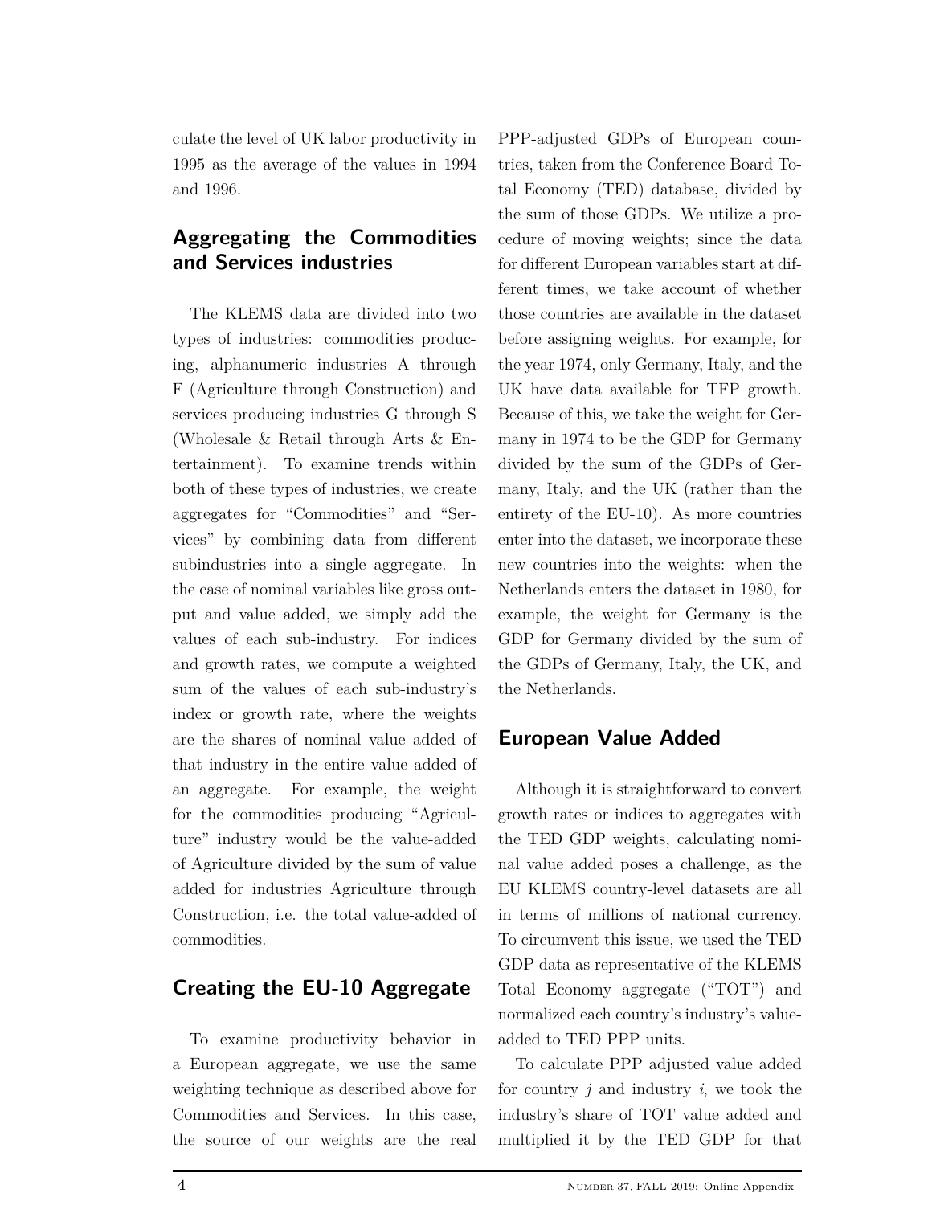culate the level of UK labor productivity in 1995 as the average of the values in 1994 and 1996.

## Aggregating the Commodities and Services industries

The KLEMS data are divided into two types of industries: commodities producing, alphanumeric industries A through F (Agriculture through Construction) and services producing industries G through S (Wholesale & Retail through Arts & Entertainment). To examine trends within both of these types of industries, we create aggregates for "Commodities" and "Services" by combining data from different subindustries into a single aggregate. In the case of nominal variables like gross output and value added, we simply add the values of each sub-industry. For indices and growth rates, we compute a weighted sum of the values of each sub-industry's index or growth rate, where the weights are the shares of nominal value added of that industry in the entire value added of an aggregate. For example, the weight for the commodities producing "Agriculture" industry would be the value-added of Agriculture divided by the sum of value added for industries Agriculture through Construction, i.e. the total value-added of commodities.

## Creating the EU-10 Aggregate

To examine productivity behavior in a European aggregate, we use the same weighting technique as described above for Commodities and Services. In this case, the source of our weights are the real PPP-adjusted GDPs of European countries, taken from the Conference Board Total Economy (TED) database, divided by the sum of those GDPs. We utilize a procedure of moving weights; since the data for different European variables start at different times, we take account of whether those countries are available in the dataset before assigning weights. For example, for the year 1974, only Germany, Italy, and the UK have data available for TFP growth. Because of this, we take the weight for Germany in 1974 to be the GDP for Germany divided by the sum of the GDPs of Germany, Italy, and the UK (rather than the entirety of the EU-10). As more countries enter into the dataset, we incorporate these new countries into the weights: when the Netherlands enters the dataset in 1980, for example, the weight for Germany is the GDP for Germany divided by the sum of the GDPs of Germany, Italy, the UK, and the Netherlands.

## European Value Added

Although it is straightforward to convert growth rates or indices to aggregates with the TED GDP weights, calculating nominal value added poses a challenge, as the EU KLEMS country-level datasets are all in terms of millions of national currency. To circumvent this issue, we used the TED GDP data as representative of the KLEMS Total Economy aggregate ("TOT") and normalized each country's industry's value-added to TED PPP units.

To calculate PPP adjusted value added for country $j$ and industry $i$, we took the industry's share of TOT value added and multiplied it by the TED GDP for that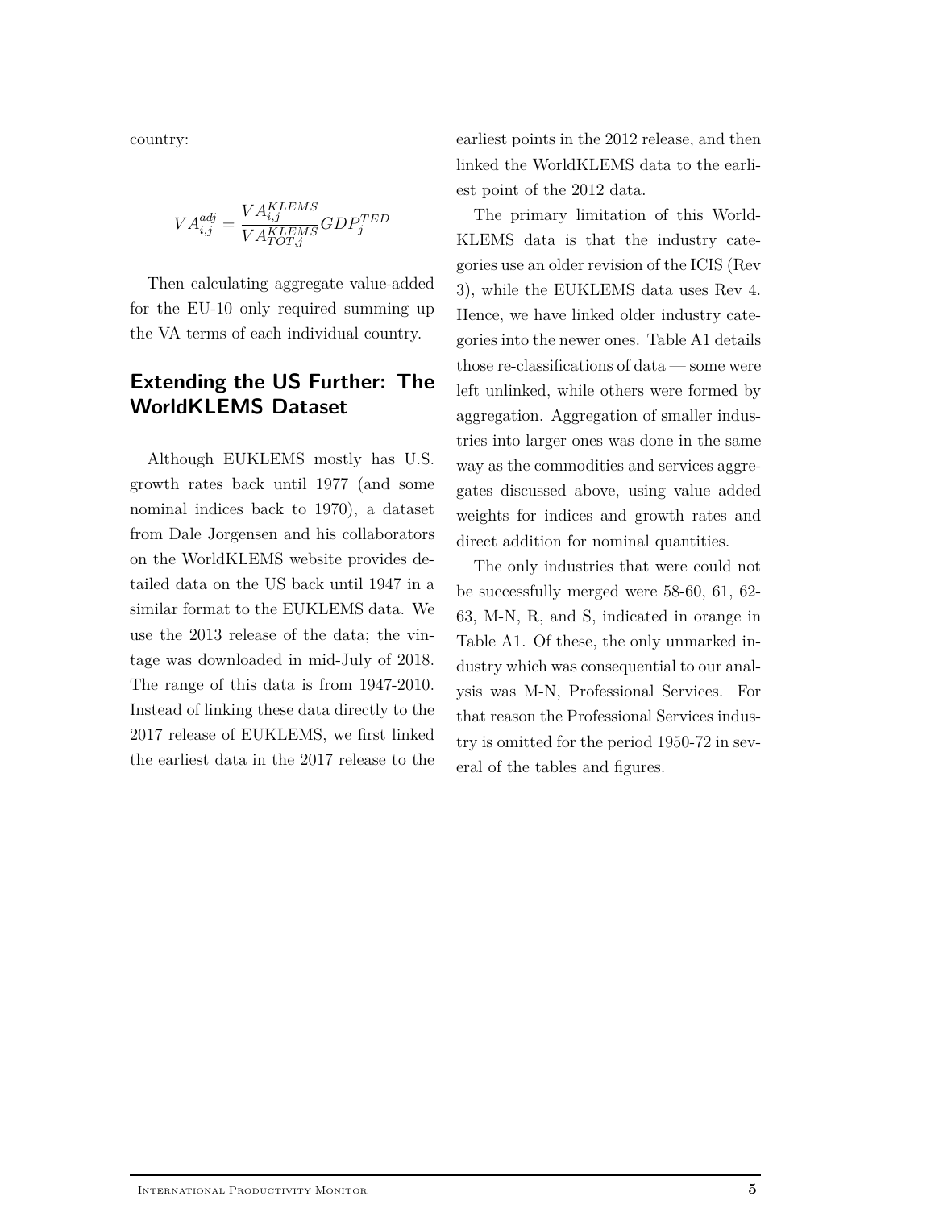country:

$$VA_{i,j}^{adj} = \frac{VA_{i,j}^{KLEMS}}{VA_{TOT,j}^{KLEMS}} GDP_j^{TED}$$

Then calculating aggregate value-added for the EU-10 only required summing up the VA terms of each individual country.

## Extending the US Further: The WorldKLEMS Dataset

Although EUKLEMS mostly has U.S. growth rates back until 1977 (and some nominal indices back to 1970), a dataset from Dale Jorgensen and his collaborators on the WorldKLEMS website provides detailed data on the US back until 1947 in a similar format to the EUKLEMS data. We use the 2013 release of the data; the vintage was downloaded in mid-July of 2018. The range of this data is from 1947-2010. Instead of linking these data directly to the 2017 release of EUKLEMS, we first linked the earliest data in the 2017 release to the earliest points in the 2012 release, and then linked the WorldKLEMS data to the earliest point of the 2012 data.

The primary limitation of this WorldKLEMS data is that the industry categories use an older revision of the ICIS (Rev 3), while the EUKLEMS data uses Rev 4. Hence, we have linked older industry categories into the newer ones. Table A1 details those re-classifications of data — some were left unlinked, while others were formed by aggregation. Aggregation of smaller industries into larger ones was done in the same way as the commodities and services aggregates discussed above, using value added weights for indices and growth rates and direct addition for nominal quantities.

The only industries that were could not be successfully merged were 58-60, 61, 62-63, M-N, R, and S, indicated in orange in Table A1. Of these, the only unmarked industry which was consequential to our analysis was M-N, Professional Services. For that reason the Professional Services industry is omitted for the period 1950-72 in several of the tables and figures.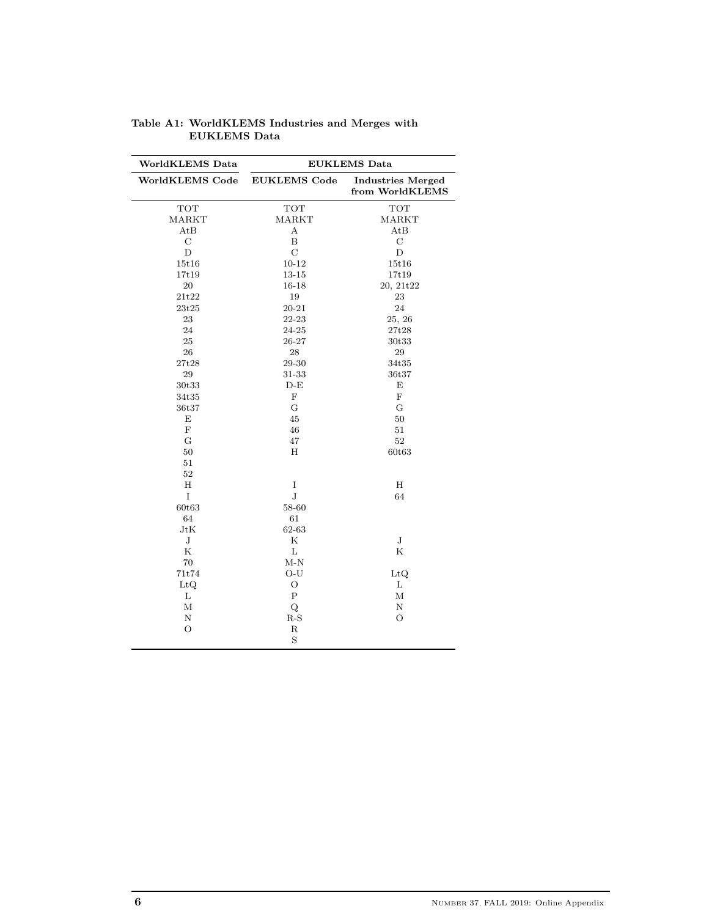**Table A1: WorldKLEMS Industries and Merges with EUKLEMS Data**

| WorldKLEMS Data | EUKLEMS Data | |
|---|---|---|
| WorldKLEMS Code | EUKLEMS Code | Industries Merged from WorldKLEMS |
| TOT | TOT | TOT |
| MARKT | MARKT | MARKT |
| AtB | A | AtB |
| C | B | C |
| D | C | D |
| 15t16 | 10-12 | 15t16 |
| 17t19 | 13-15 | 17t19 |
| 20 | 16-18 | 20, 21t22 |
| 21t22 | 19 | 23 |
| 23t25 | 20-21 | 24 |
| 23 | 22-23 | 25, 26 |
| 24 | 24-25 | 27t28 |
| 25 | 26-27 | 30t33 |
| 26 | 28 | 29 |
| 27t28 | 29-30 | 34t35 |
| 29 | 31-33 | 36t37 |
| 30t33 | D-E | E |
| 34t35 | F | F |
| 36t37 | G | G |
| E | 45 | 50 |
| F | 46 | 51 |
| G | 47 | 52 |
| 50 | H | 60t63 |
| 51 | | |
| 52 | | |
| H | I | H |
| I | J | 64 |
| 60t63 | 58-60 | |
| 64 | 61 | |
| JtK | 62-63 | |
| J | K | J |
| K | L | K |
| 70 | M-N | |
| 71t74 | O-U | LtQ |
| LtQ | O | L |
| L | P | M |
| M | Q | N |
| N | R-S | O |
| O | R | |
| | S | |